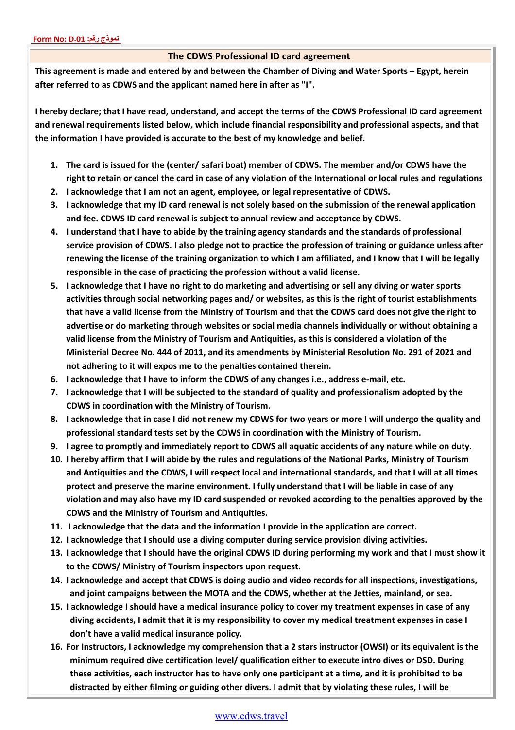**Form No: D.01 :نموذج رقم**

## The CDWS Professional ID card agreement

**This agreement is made and entered by and between the Chamber of Diving and Water Sports – Egypt, herein after referred to as CDWS and the applicant named here in after as "I".**

**I hereby declare; that I have read, understand, and accept the terms of the CDWS Professional ID card agreement and renewal requirements listed below, which include financial responsibility and professional aspects, and that the information I have provided is accurate to the best of my knowledge and belief.**

1. **The card is issued for the (center/ safari boat) member of CDWS. The member and/or CDWS have the right to retain or cancel the card in case of any violation of the International or local rules and regulations**
2. **I acknowledge that I am not an agent, employee, or legal representative of CDWS.**
3. **I acknowledge that my ID card renewal is not solely based on the submission of the renewal application and fee. CDWS ID card renewal is subject to annual review and acceptance by CDWS.**
4. **I understand that I have to abide by the training agency standards and the standards of professional service provision of CDWS. I also pledge not to practice the profession of training or guidance unless after renewing the license of the training organization to which I am affiliated, and I know that I will be legally responsible in the case of practicing the profession without a valid license.**
5. **I acknowledge that I have no right to do marketing and advertising or sell any diving or water sports activities through social networking pages and/ or websites, as this is the right of tourist establishments that have a valid license from the Ministry of Tourism and that the CDWS card does not give the right to advertise or do marketing through websites or social media channels individually or without obtaining a valid license from the Ministry of Tourism and Antiquities, as this is considered a violation of the Ministerial Decree No. 444 of 2011, and its amendments by Ministerial Resolution No. 291 of 2021 and not adhering to it will expos me to the penalties contained therein.**
6. **I acknowledge that I have to inform the CDWS of any changes i.e., address e-mail, etc.**
7. **I acknowledge that I will be subjected to the standard of quality and professionalism adopted by the CDWS in coordination with the Ministry of Tourism.**
8. **I acknowledge that in case I did not renew my CDWS for two years or more I will undergo the quality and professional standard tests set by the CDWS in coordination with the Ministry of Tourism.**
9. **I agree to promptly and immediately report to CDWS all aquatic accidents of any nature while on duty.**
10. **I hereby affirm that I will abide by the rules and regulations of the National Parks, Ministry of Tourism and Antiquities and the CDWS, I will respect local and international standards, and that I will at all times protect and preserve the marine environment. I fully understand that I will be liable in case of any violation and may also have my ID card suspended or revoked according to the penalties approved by the CDWS and the Ministry of Tourism and Antiquities.**
11. **I acknowledge that the data and the information I provide in the application are correct.**
12. **I acknowledge that I should use a diving computer during service provision diving activities.**
13. **I acknowledge that I should have the original CDWS ID during performing my work and that I must show it to the CDWS/ Ministry of Tourism inspectors upon request.**
14. **I acknowledge and accept that CDWS is doing audio and video records for all inspections, investigations, and joint campaigns between the MOTA and the CDWS, whether at the Jetties, mainland, or sea.**
15. **I acknowledge I should have a medical insurance policy to cover my treatment expenses in case of any diving accidents, I admit that it is my responsibility to cover my medical treatment expenses in case I don't have a valid medical insurance policy.**
16. **For Instructors, I acknowledge my comprehension that a 2 stars instructor (OWSI) or its equivalent is the minimum required dive certification level/ qualification either to execute intro dives or DSD. During these activities, each instructor has to have only one participant at a time, and it is prohibited to be distracted by either filming or guiding other divers. I admit that by violating these rules, I will be**

www.cdws.travel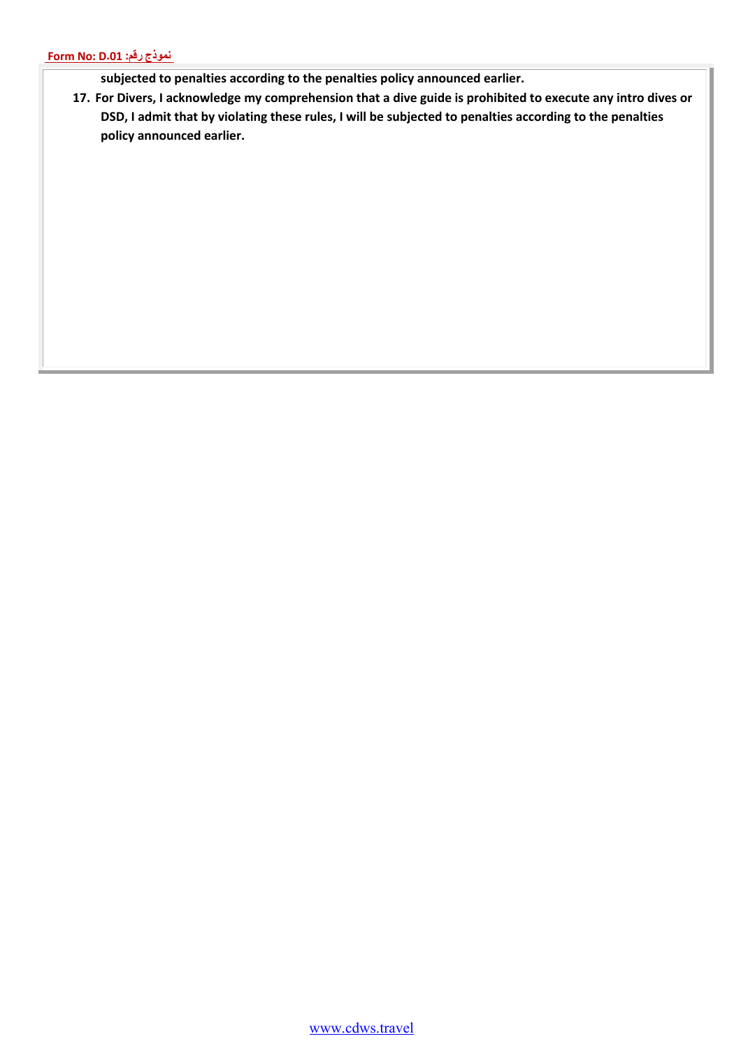**subjected to penalties according to the penalties policy announced earlier.**

17. **For Divers, I acknowledge my comprehension that a dive guide is prohibited to execute any intro dives or DSD, I admit that by violating these rules, I will be subjected to penalties according to the penalties policy announced earlier.**